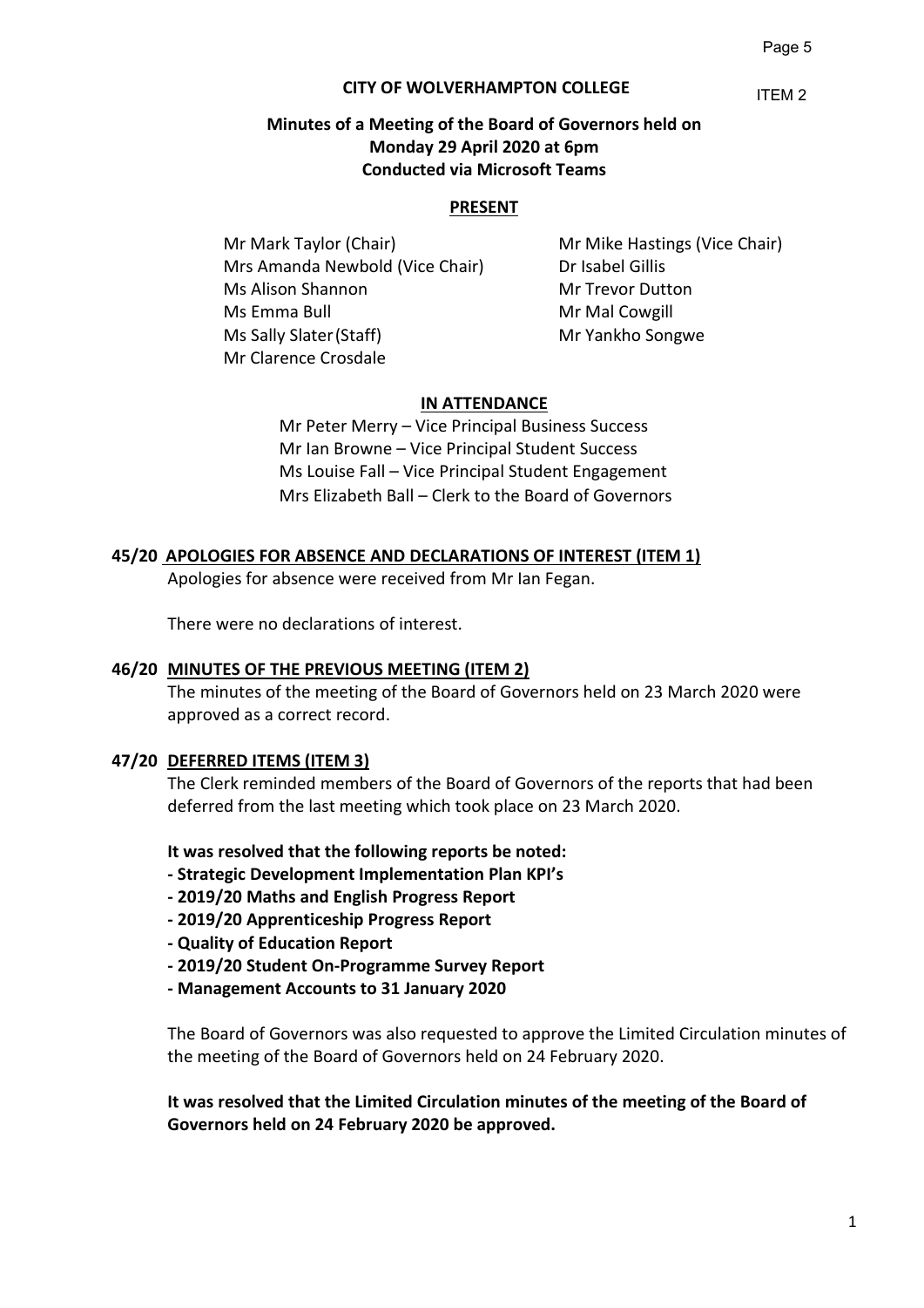ITEM 2

**CITY OF WOLVERHAMPTON COLLEGE**

**Minutes of a Meeting of the Board of Governors held on Monday 29 April 2020 at 6pm Conducted via Microsoft Teams**

**PRESENT**

Mr Mark Taylor (Chair)
Mr Mike Hastings (Vice Chair)
Mrs Amanda Newbold (Vice Chair)
Dr Isabel Gillis
Ms Alison Shannon
Mr Trevor Dutton
Ms Emma Bull
Mr Mal Cowgill
Ms Sally Slater (Staff)
Mr Yankho Songwe
Mr Clarence Crosdale

**IN ATTENDANCE**

Mr Peter Merry – Vice Principal Business Success
Mr Ian Browne – Vice Principal Student Success
Ms Louise Fall – Vice Principal Student Engagement
Mrs Elizabeth Ball – Clerk to the Board of Governors

**45/20 APOLOGIES FOR ABSENCE AND DECLARATIONS OF INTEREST (ITEM 1)**

Apologies for absence were received from Mr Ian Fegan.

There were no declarations of interest.

**46/20 MINUTES OF THE PREVIOUS MEETING (ITEM 2)**

The minutes of the meeting of the Board of Governors held on 23 March 2020 were approved as a correct record.

**47/20 DEFERRED ITEMS (ITEM 3)**

The Clerk reminded members of the Board of Governors of the reports that had been deferred from the last meeting which took place on 23 March 2020.

**It was resolved that the following reports be noted:**
**- Strategic Development Implementation Plan KPI's**
**- 2019/20 Maths and English Progress Report**
**- 2019/20 Apprenticeship Progress Report**
**- Quality of Education Report**
**- 2019/20 Student On-Programme Survey Report**
**- Management Accounts to 31 January 2020**

The Board of Governors was also requested to approve the Limited Circulation minutes of the meeting of the Board of Governors held on 24 February 2020.

**It was resolved that the Limited Circulation minutes of the meeting of the Board of Governors held on 24 February 2020 be approved.**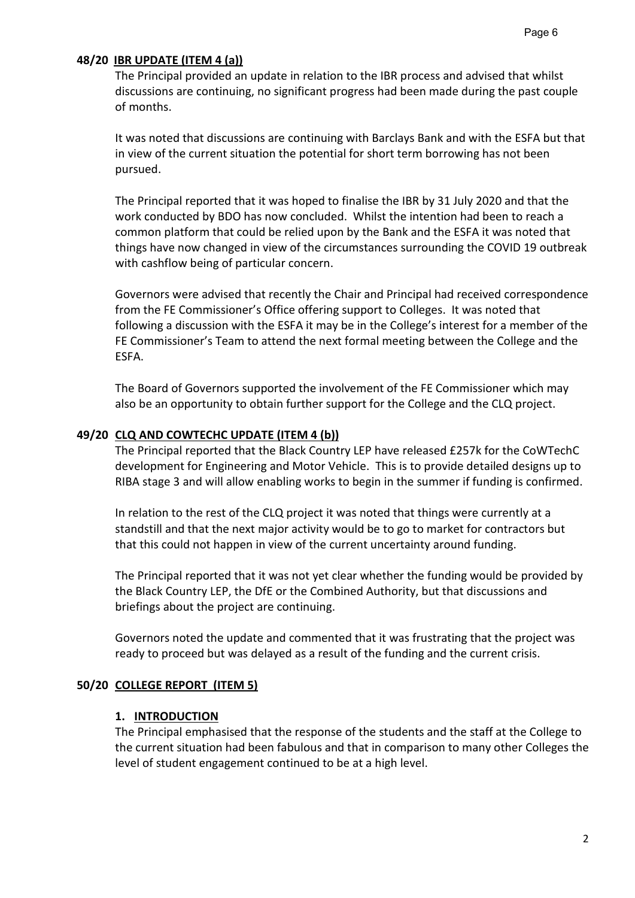**48/20 IBR UPDATE (ITEM 4 (a))**

The Principal provided an update in relation to the IBR process and advised that whilst discussions are continuing, no significant progress had been made during the past couple of months.

It was noted that discussions are continuing with Barclays Bank and with the ESFA but that in view of the current situation the potential for short term borrowing has not been pursued.

The Principal reported that it was hoped to finalise the IBR by 31 July 2020 and that the work conducted by BDO has now concluded. Whilst the intention had been to reach a common platform that could be relied upon by the Bank and the ESFA it was noted that things have now changed in view of the circumstances surrounding the COVID 19 outbreak with cashflow being of particular concern.

Governors were advised that recently the Chair and Principal had received correspondence from the FE Commissioner's Office offering support to Colleges. It was noted that following a discussion with the ESFA it may be in the College's interest for a member of the FE Commissioner's Team to attend the next formal meeting between the College and the ESFA.

The Board of Governors supported the involvement of the FE Commissioner which may also be an opportunity to obtain further support for the College and the CLQ project.

**49/20 CLQ AND COWTECHC UPDATE (ITEM 4 (b))**

The Principal reported that the Black Country LEP have released £257k for the CoWTechC development for Engineering and Motor Vehicle. This is to provide detailed designs up to RIBA stage 3 and will allow enabling works to begin in the summer if funding is confirmed.

In relation to the rest of the CLQ project it was noted that things were currently at a standstill and that the next major activity would be to go to market for contractors but that this could not happen in view of the current uncertainty around funding.

The Principal reported that it was not yet clear whether the funding would be provided by the Black Country LEP, the DfE or the Combined Authority, but that discussions and briefings about the project are continuing.

Governors noted the update and commented that it was frustrating that the project was ready to proceed but was delayed as a result of the funding and the current crisis.

**50/20 COLLEGE REPORT (ITEM 5)**

**1. INTRODUCTION**

The Principal emphasised that the response of the students and the staff at the College to the current situation had been fabulous and that in comparison to many other Colleges the level of student engagement continued to be at a high level.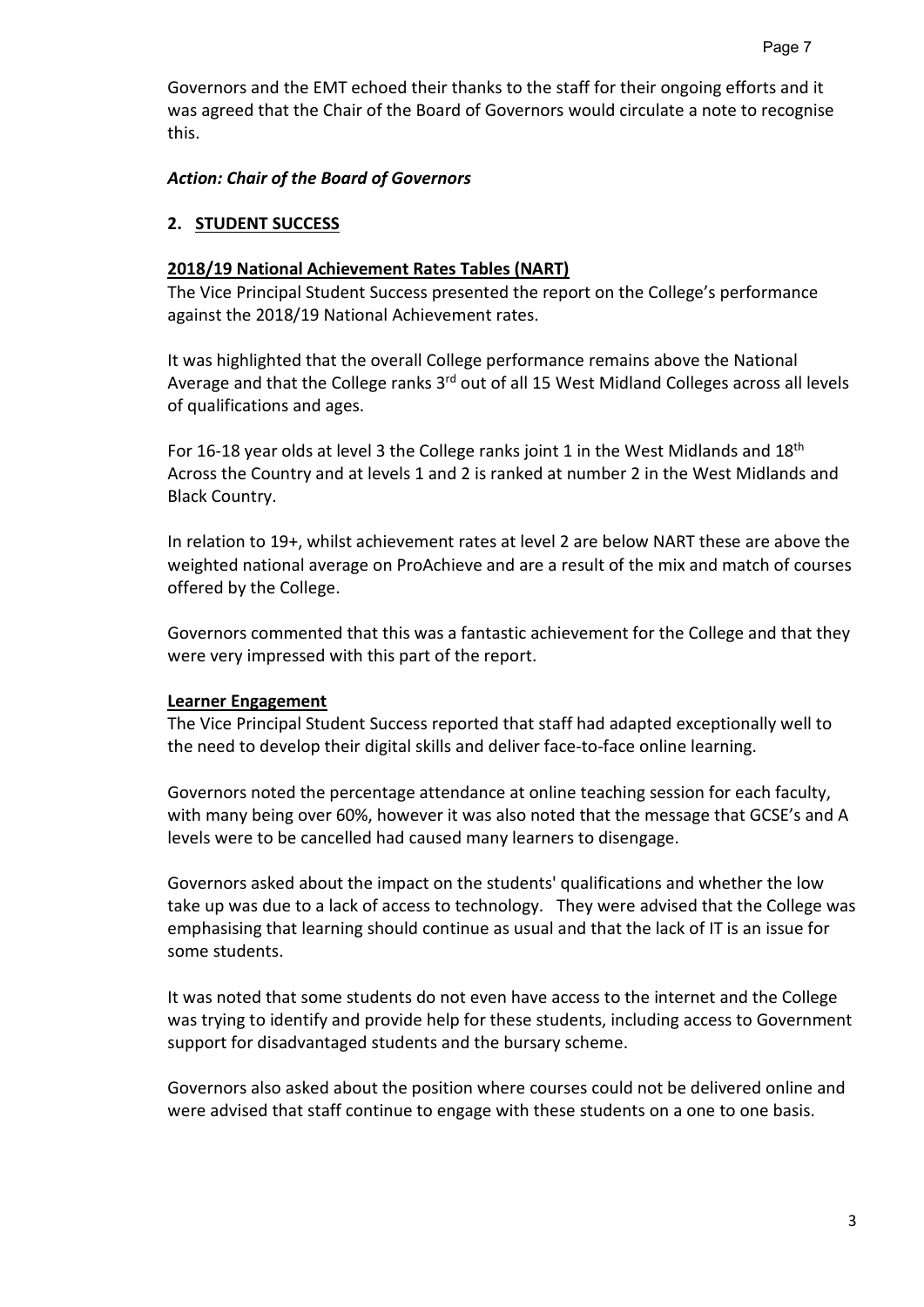Governors and the EMT echoed their thanks to the staff for their ongoing efforts and it was agreed that the Chair of the Board of Governors would circulate a note to recognise this.

***Action: Chair of the Board of Governors***

## 2. STUDENT SUCCESS

### 2018/19 National Achievement Rates Tables (NART)

The Vice Principal Student Success presented the report on the College's performance against the 2018/19 National Achievement rates.

It was highlighted that the overall College performance remains above the National Average and that the College ranks 3rd out of all 15 West Midland Colleges across all levels of qualifications and ages.

For 16-18 year olds at level 3 the College ranks joint 1 in the West Midlands and 18th Across the Country and at levels 1 and 2 is ranked at number 2 in the West Midlands and Black Country.

In relation to 19+, whilst achievement rates at level 2 are below NART these are above the weighted national average on ProAchieve and are a result of the mix and match of courses offered by the College.

Governors commented that this was a fantastic achievement for the College and that they were very impressed with this part of the report.

### Learner Engagement

The Vice Principal Student Success reported that staff had adapted exceptionally well to the need to develop their digital skills and deliver face-to-face online learning.

Governors noted the percentage attendance at online teaching session for each faculty, with many being over 60%, however it was also noted that the message that GCSE's and A levels were to be cancelled had caused many learners to disengage.

Governors asked about the impact on the students' qualifications and whether the low take up was due to a lack of access to technology. They were advised that the College was emphasising that learning should continue as usual and that the lack of IT is an issue for some students.

It was noted that some students do not even have access to the internet and the College was trying to identify and provide help for these students, including access to Government support for disadvantaged students and the bursary scheme.

Governors also asked about the position where courses could not be delivered online and were advised that staff continue to engage with these students on a one to one basis.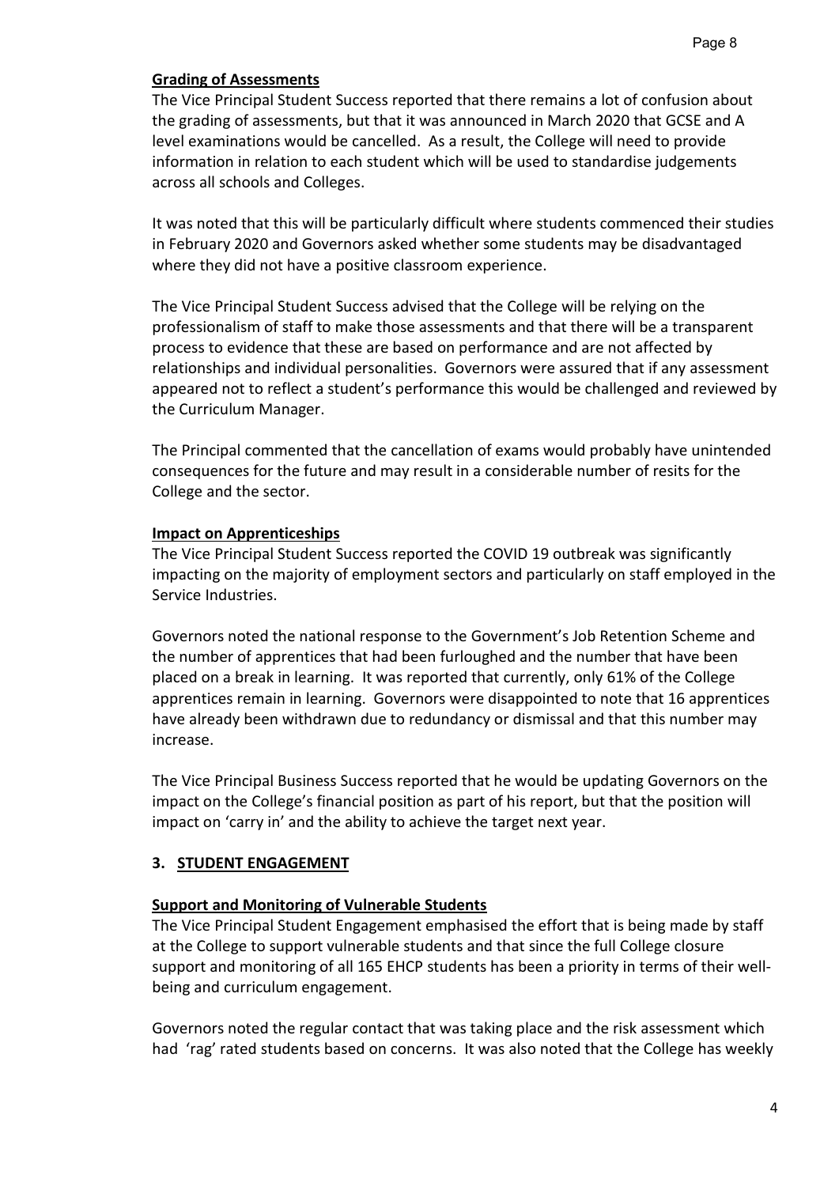**Grading of Assessments**

The Vice Principal Student Success reported that there remains a lot of confusion about the grading of assessments, but that it was announced in March 2020 that GCSE and A level examinations would be cancelled. As a result, the College will need to provide information in relation to each student which will be used to standardise judgements across all schools and Colleges.

It was noted that this will be particularly difficult where students commenced their studies in February 2020 and Governors asked whether some students may be disadvantaged where they did not have a positive classroom experience.

The Vice Principal Student Success advised that the College will be relying on the professionalism of staff to make those assessments and that there will be a transparent process to evidence that these are based on performance and are not affected by relationships and individual personalities. Governors were assured that if any assessment appeared not to reflect a student's performance this would be challenged and reviewed by the Curriculum Manager.

The Principal commented that the cancellation of exams would probably have unintended consequences for the future and may result in a considerable number of resits for the College and the sector.

**Impact on Apprenticeships**

The Vice Principal Student Success reported the COVID 19 outbreak was significantly impacting on the majority of employment sectors and particularly on staff employed in the Service Industries.

Governors noted the national response to the Government's Job Retention Scheme and the number of apprentices that had been furloughed and the number that have been placed on a break in learning. It was reported that currently, only 61% of the College apprentices remain in learning. Governors were disappointed to note that 16 apprentices have already been withdrawn due to redundancy or dismissal and that this number may increase.

The Vice Principal Business Success reported that he would be updating Governors on the impact on the College's financial position as part of his report, but that the position will impact on 'carry in' and the ability to achieve the target next year.

## 3. STUDENT ENGAGEMENT

**Support and Monitoring of Vulnerable Students**

The Vice Principal Student Engagement emphasised the effort that is being made by staff at the College to support vulnerable students and that since the full College closure support and monitoring of all 165 EHCP students has been a priority in terms of their well-being and curriculum engagement.

Governors noted the regular contact that was taking place and the risk assessment which had 'rag' rated students based on concerns. It was also noted that the College has weekly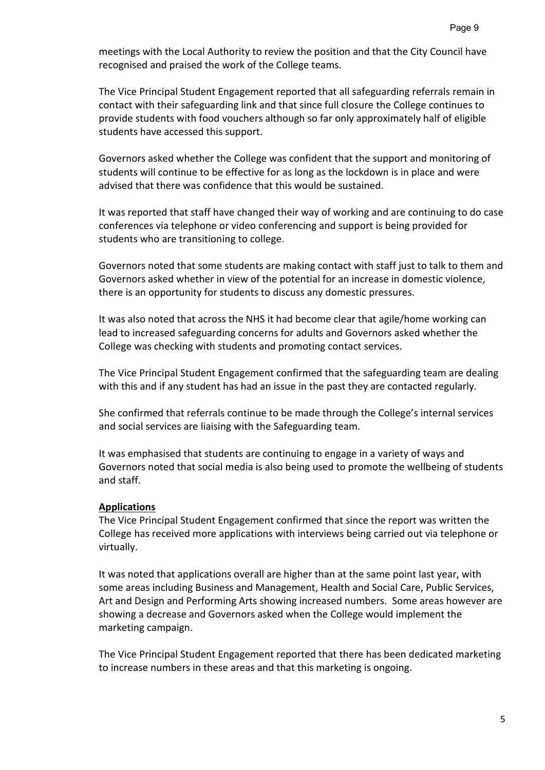meetings with the Local Authority to review the position and that the City Council have recognised and praised the work of the College teams.

The Vice Principal Student Engagement reported that all safeguarding referrals remain in contact with their safeguarding link and that since full closure the College continues to provide students with food vouchers although so far only approximately half of eligible students have accessed this support.

Governors asked whether the College was confident that the support and monitoring of students will continue to be effective for as long as the lockdown is in place and were advised that there was confidence that this would be sustained.

It was reported that staff have changed their way of working and are continuing to do case conferences via telephone or video conferencing and support is being provided for students who are transitioning to college.

Governors noted that some students are making contact with staff just to talk to them and Governors asked whether in view of the potential for an increase in domestic violence, there is an opportunity for students to discuss any domestic pressures.

It was also noted that across the NHS it had become clear that agile/home working can lead to increased safeguarding concerns for adults and Governors asked whether the College was checking with students and promoting contact services.

The Vice Principal Student Engagement confirmed that the safeguarding team are dealing with this and if any student has had an issue in the past they are contacted regularly.

She confirmed that referrals continue to be made through the College's internal services and social services are liaising with the Safeguarding team.

It was emphasised that students are continuing to engage in a variety of ways and Governors noted that social media is also being used to promote the wellbeing of students and staff.

**Applications**

The Vice Principal Student Engagement confirmed that since the report was written the College has received more applications with interviews being carried out via telephone or virtually.

It was noted that applications overall are higher than at the same point last year, with some areas including Business and Management, Health and Social Care, Public Services, Art and Design and Performing Arts showing increased numbers. Some areas however are showing a decrease and Governors asked when the College would implement the marketing campaign.

The Vice Principal Student Engagement reported that there has been dedicated marketing to increase numbers in these areas and that this marketing is ongoing.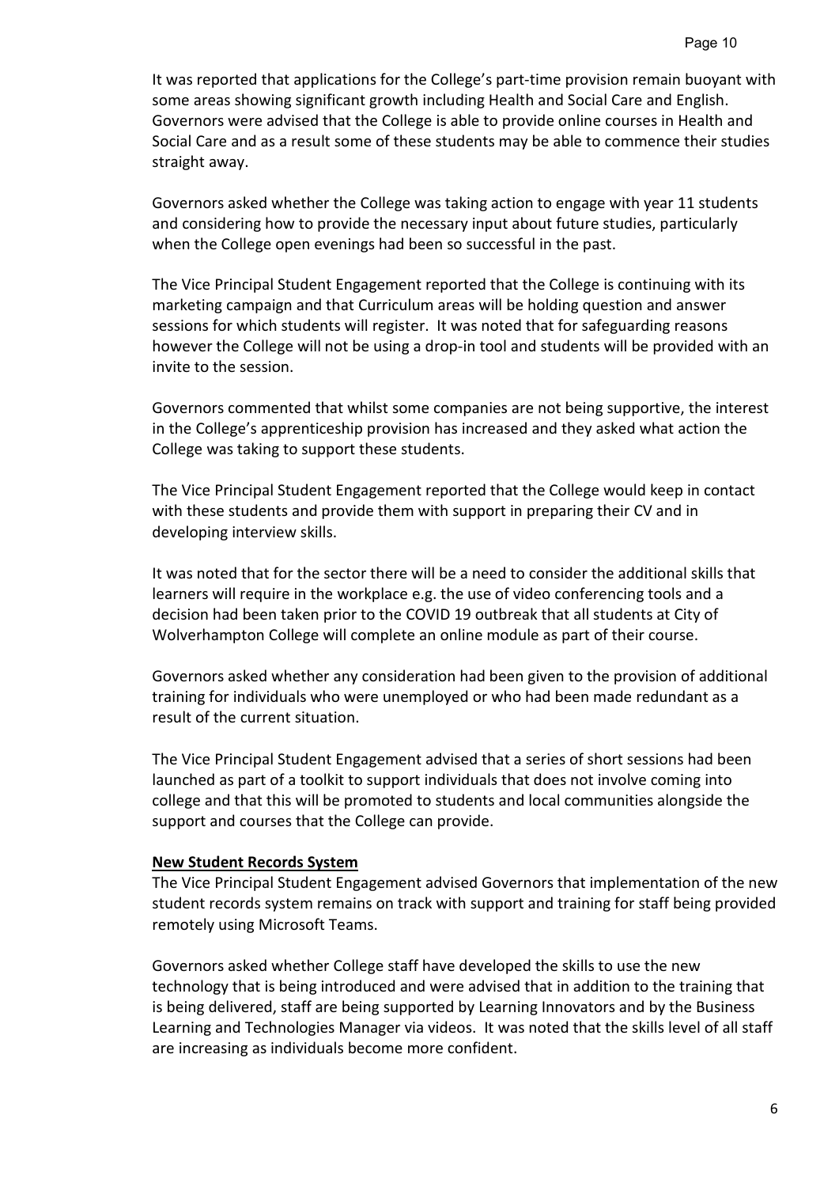It was reported that applications for the College's part-time provision remain buoyant with some areas showing significant growth including Health and Social Care and English. Governors were advised that the College is able to provide online courses in Health and Social Care and as a result some of these students may be able to commence their studies straight away.

Governors asked whether the College was taking action to engage with year 11 students and considering how to provide the necessary input about future studies, particularly when the College open evenings had been so successful in the past.

The Vice Principal Student Engagement reported that the College is continuing with its marketing campaign and that Curriculum areas will be holding question and answer sessions for which students will register. It was noted that for safeguarding reasons however the College will not be using a drop-in tool and students will be provided with an invite to the session.

Governors commented that whilst some companies are not being supportive, the interest in the College's apprenticeship provision has increased and they asked what action the College was taking to support these students.

The Vice Principal Student Engagement reported that the College would keep in contact with these students and provide them with support in preparing their CV and in developing interview skills.

It was noted that for the sector there will be a need to consider the additional skills that learners will require in the workplace e.g. the use of video conferencing tools and a decision had been taken prior to the COVID 19 outbreak that all students at City of Wolverhampton College will complete an online module as part of their course.

Governors asked whether any consideration had been given to the provision of additional training for individuals who were unemployed or who had been made redundant as a result of the current situation.

The Vice Principal Student Engagement advised that a series of short sessions had been launched as part of a toolkit to support individuals that does not involve coming into college and that this will be promoted to students and local communities alongside the support and courses that the College can provide.

**New Student Records System**

The Vice Principal Student Engagement advised Governors that implementation of the new student records system remains on track with support and training for staff being provided remotely using Microsoft Teams.

Governors asked whether College staff have developed the skills to use the new technology that is being introduced and were advised that in addition to the training that is being delivered, staff are being supported by Learning Innovators and by the Business Learning and Technologies Manager via videos. It was noted that the skills level of all staff are increasing as individuals become more confident.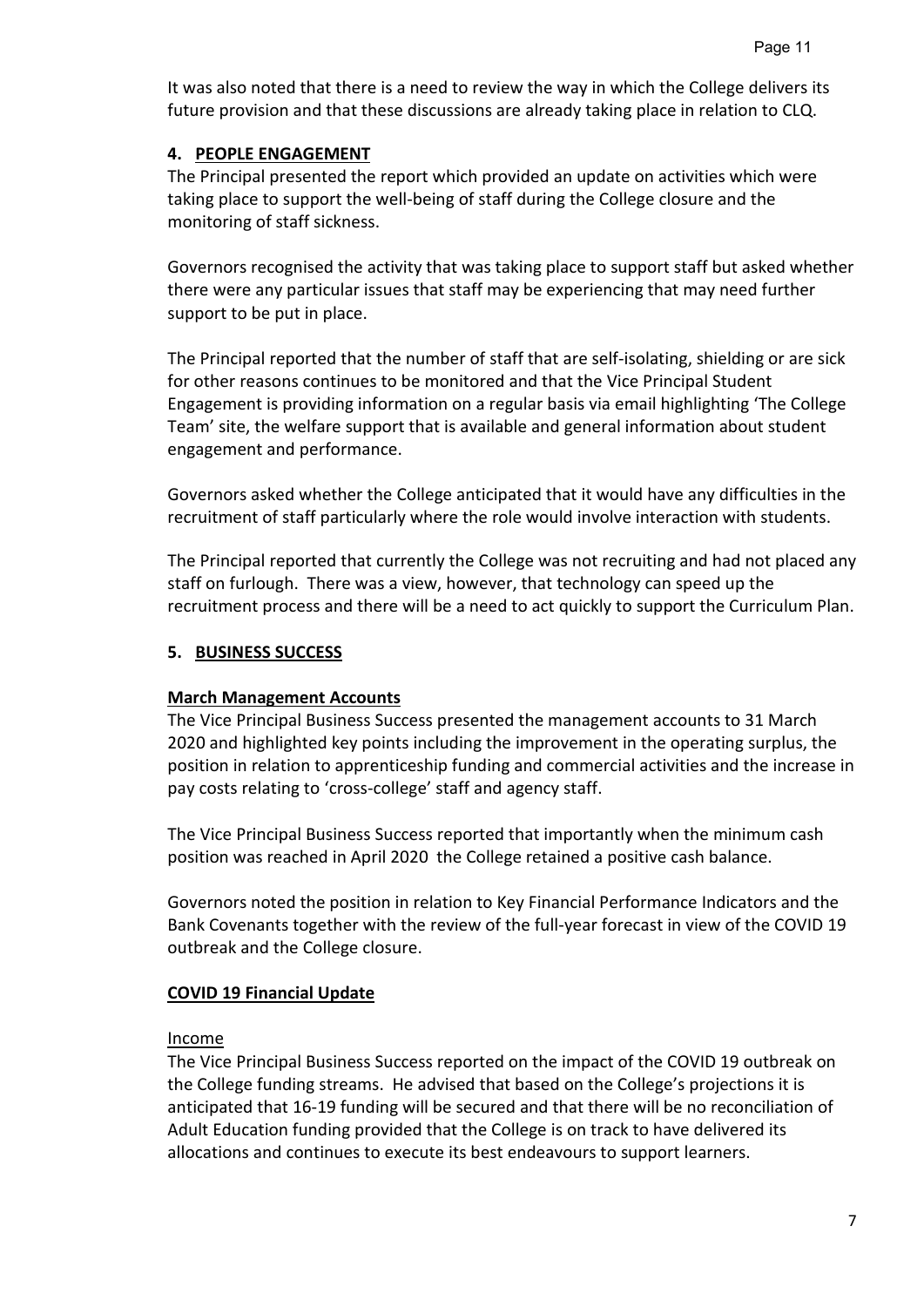It was also noted that there is a need to review the way in which the College delivers its future provision and that these discussions are already taking place in relation to CLQ.

## 4. PEOPLE ENGAGEMENT

The Principal presented the report which provided an update on activities which were taking place to support the well-being of staff during the College closure and the monitoring of staff sickness.

Governors recognised the activity that was taking place to support staff but asked whether there were any particular issues that staff may be experiencing that may need further support to be put in place.

The Principal reported that the number of staff that are self-isolating, shielding or are sick for other reasons continues to be monitored and that the Vice Principal Student Engagement is providing information on a regular basis via email highlighting 'The College Team' site, the welfare support that is available and general information about student engagement and performance.

Governors asked whether the College anticipated that it would have any difficulties in the recruitment of staff particularly where the role would involve interaction with students.

The Principal reported that currently the College was not recruiting and had not placed any staff on furlough. There was a view, however, that technology can speed up the recruitment process and there will be a need to act quickly to support the Curriculum Plan.

## 5. BUSINESS SUCCESS

### March Management Accounts

The Vice Principal Business Success presented the management accounts to 31 March 2020 and highlighted key points including the improvement in the operating surplus, the position in relation to apprenticeship funding and commercial activities and the increase in pay costs relating to 'cross-college' staff and agency staff.

The Vice Principal Business Success reported that importantly when the minimum cash position was reached in April 2020 the College retained a positive cash balance.

Governors noted the position in relation to Key Financial Performance Indicators and the Bank Covenants together with the review of the full-year forecast in view of the COVID 19 outbreak and the College closure.

### COVID 19 Financial Update

Income

The Vice Principal Business Success reported on the impact of the COVID 19 outbreak on the College funding streams. He advised that based on the College's projections it is anticipated that 16-19 funding will be secured and that there will be no reconciliation of Adult Education funding provided that the College is on track to have delivered its allocations and continues to execute its best endeavours to support learners.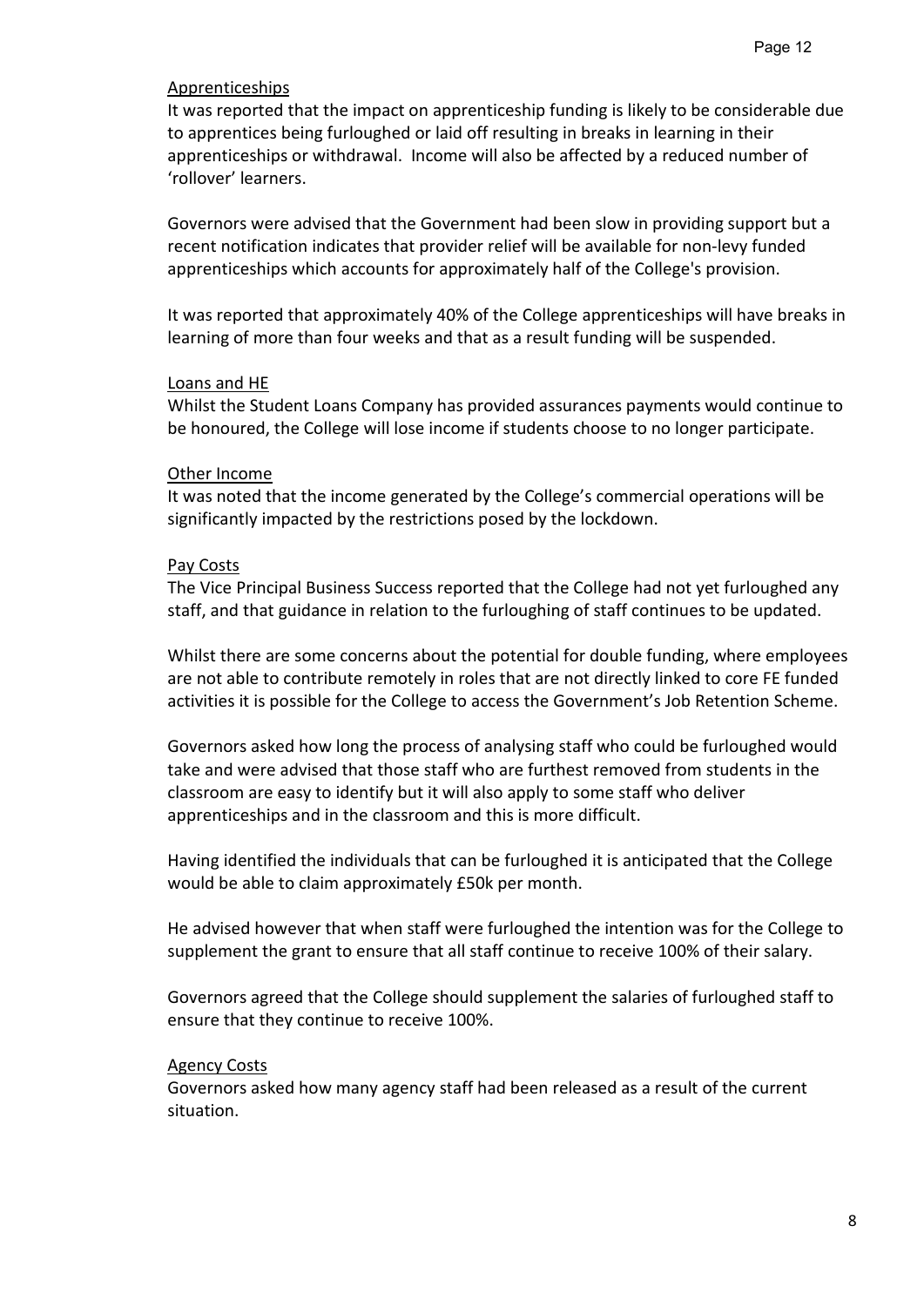Apprenticeships

It was reported that the impact on apprenticeship funding is likely to be considerable due to apprentices being furloughed or laid off resulting in breaks in learning in their apprenticeships or withdrawal. Income will also be affected by a reduced number of 'rollover' learners.

Governors were advised that the Government had been slow in providing support but a recent notification indicates that provider relief will be available for non-levy funded apprenticeships which accounts for approximately half of the College's provision.

It was reported that approximately 40% of the College apprenticeships will have breaks in learning of more than four weeks and that as a result funding will be suspended.

Loans and HE

Whilst the Student Loans Company has provided assurances payments would continue to be honoured, the College will lose income if students choose to no longer participate.

Other Income

It was noted that the income generated by the College's commercial operations will be significantly impacted by the restrictions posed by the lockdown.

Pay Costs

The Vice Principal Business Success reported that the College had not yet furloughed any staff, and that guidance in relation to the furloughing of staff continues to be updated.

Whilst there are some concerns about the potential for double funding, where employees are not able to contribute remotely in roles that are not directly linked to core FE funded activities it is possible for the College to access the Government's Job Retention Scheme.

Governors asked how long the process of analysing staff who could be furloughed would take and were advised that those staff who are furthest removed from students in the classroom are easy to identify but it will also apply to some staff who deliver apprenticeships and in the classroom and this is more difficult.

Having identified the individuals that can be furloughed it is anticipated that the College would be able to claim approximately £50k per month.

He advised however that when staff were furloughed the intention was for the College to supplement the grant to ensure that all staff continue to receive 100% of their salary.

Governors agreed that the College should supplement the salaries of furloughed staff to ensure that they continue to receive 100%.

Agency Costs

Governors asked how many agency staff had been released as a result of the current situation.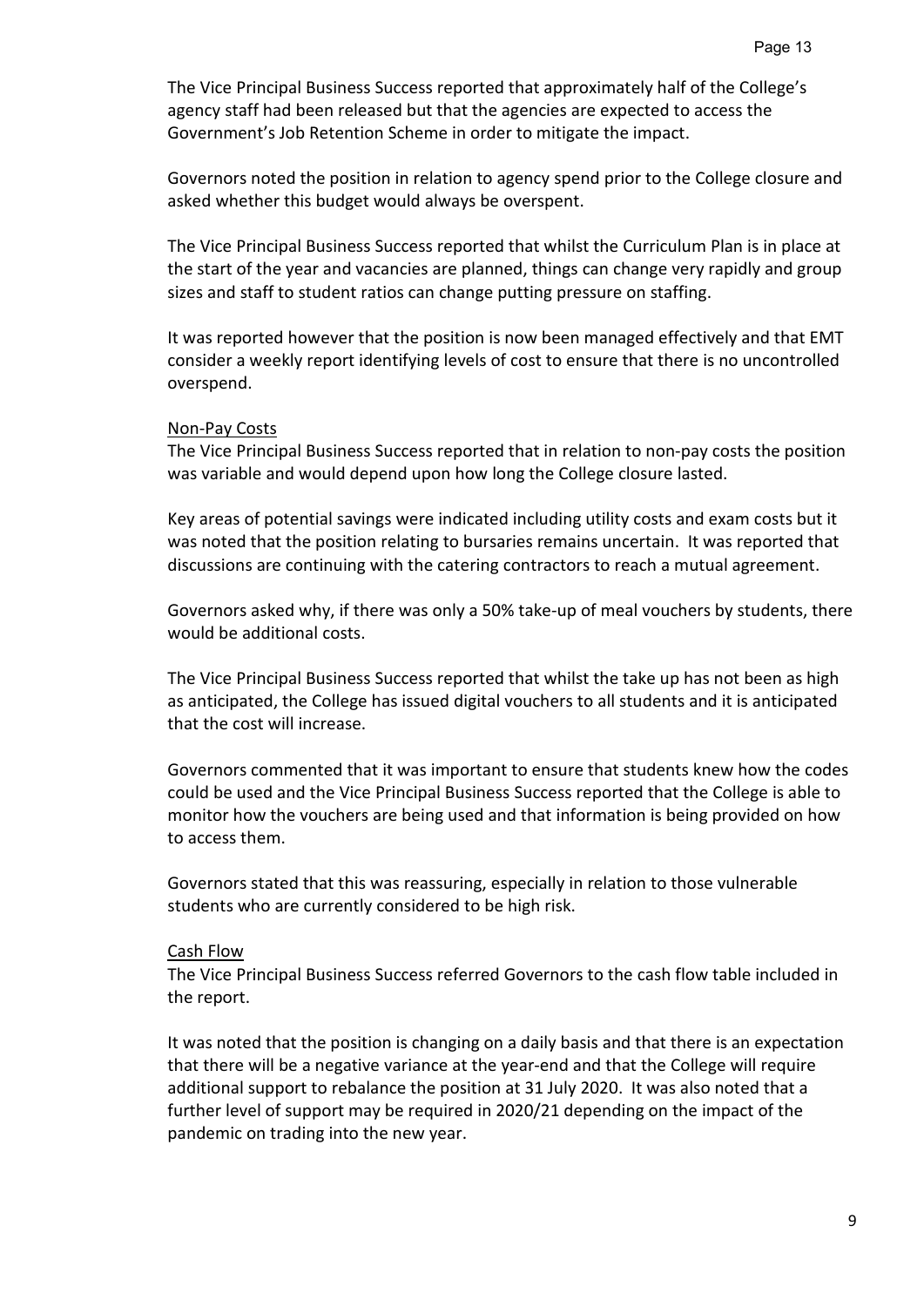The Vice Principal Business Success reported that approximately half of the College's agency staff had been released but that the agencies are expected to access the Government's Job Retention Scheme in order to mitigate the impact.

Governors noted the position in relation to agency spend prior to the College closure and asked whether this budget would always be overspent.

The Vice Principal Business Success reported that whilst the Curriculum Plan is in place at the start of the year and vacancies are planned, things can change very rapidly and group sizes and staff to student ratios can change putting pressure on staffing.

It was reported however that the position is now been managed effectively and that EMT consider a weekly report identifying levels of cost to ensure that there is no uncontrolled overspend.

Non-Pay Costs

The Vice Principal Business Success reported that in relation to non-pay costs the position was variable and would depend upon how long the College closure lasted.

Key areas of potential savings were indicated including utility costs and exam costs but it was noted that the position relating to bursaries remains uncertain. It was reported that discussions are continuing with the catering contractors to reach a mutual agreement.

Governors asked why, if there was only a 50% take-up of meal vouchers by students, there would be additional costs.

The Vice Principal Business Success reported that whilst the take up has not been as high as anticipated, the College has issued digital vouchers to all students and it is anticipated that the cost will increase.

Governors commented that it was important to ensure that students knew how the codes could be used and the Vice Principal Business Success reported that the College is able to monitor how the vouchers are being used and that information is being provided on how to access them.

Governors stated that this was reassuring, especially in relation to those vulnerable students who are currently considered to be high risk.

Cash Flow

The Vice Principal Business Success referred Governors to the cash flow table included in the report.

It was noted that the position is changing on a daily basis and that there is an expectation that there will be a negative variance at the year-end and that the College will require additional support to rebalance the position at 31 July 2020. It was also noted that a further level of support may be required in 2020/21 depending on the impact of the pandemic on trading into the new year.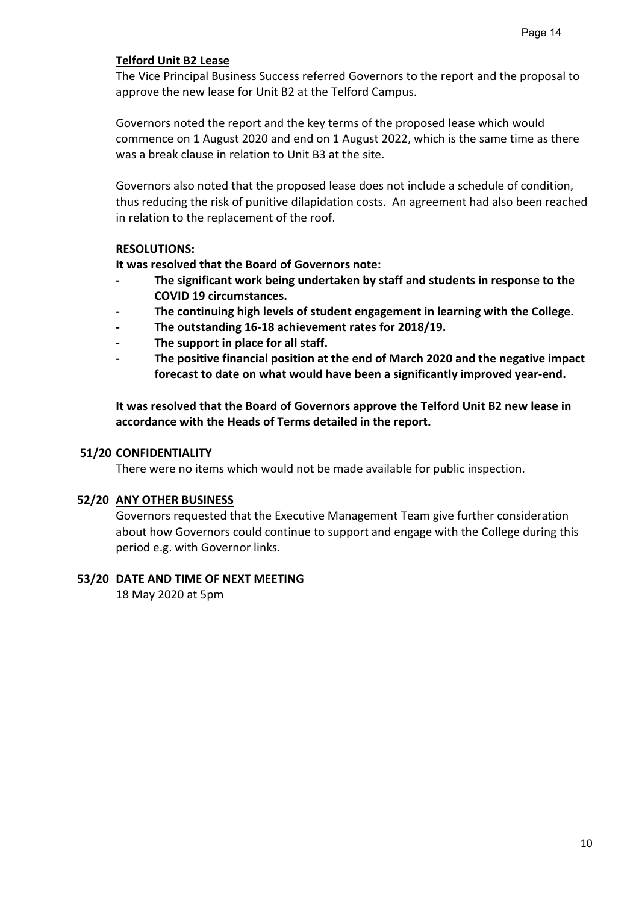**Telford Unit B2 Lease**

The Vice Principal Business Success referred Governors to the report and the proposal to approve the new lease for Unit B2 at the Telford Campus.

Governors noted the report and the key terms of the proposed lease which would commence on 1 August 2020 and end on 1 August 2022, which is the same time as there was a break clause in relation to Unit B3 at the site.

Governors also noted that the proposed lease does not include a schedule of condition, thus reducing the risk of punitive dilapidation costs. An agreement had also been reached in relation to the replacement of the roof.

**RESOLUTIONS:**

**It was resolved that the Board of Governors note:**

- **The significant work being undertaken by staff and students in response to the COVID 19 circumstances.**
- **The continuing high levels of student engagement in learning with the College.**
- **The outstanding 16-18 achievement rates for 2018/19.**
- **The support in place for all staff.**
- **The positive financial position at the end of March 2020 and the negative impact forecast to date on what would have been a significantly improved year-end.**

**It was resolved that the Board of Governors approve the Telford Unit B2 new lease in accordance with the Heads of Terms detailed in the report.**

**51/20 CONFIDENTIALITY**

There were no items which would not be made available for public inspection.

**52/20 ANY OTHER BUSINESS**

Governors requested that the Executive Management Team give further consideration about how Governors could continue to support and engage with the College during this period e.g. with Governor links.

**53/20 DATE AND TIME OF NEXT MEETING**

18 May 2020 at 5pm